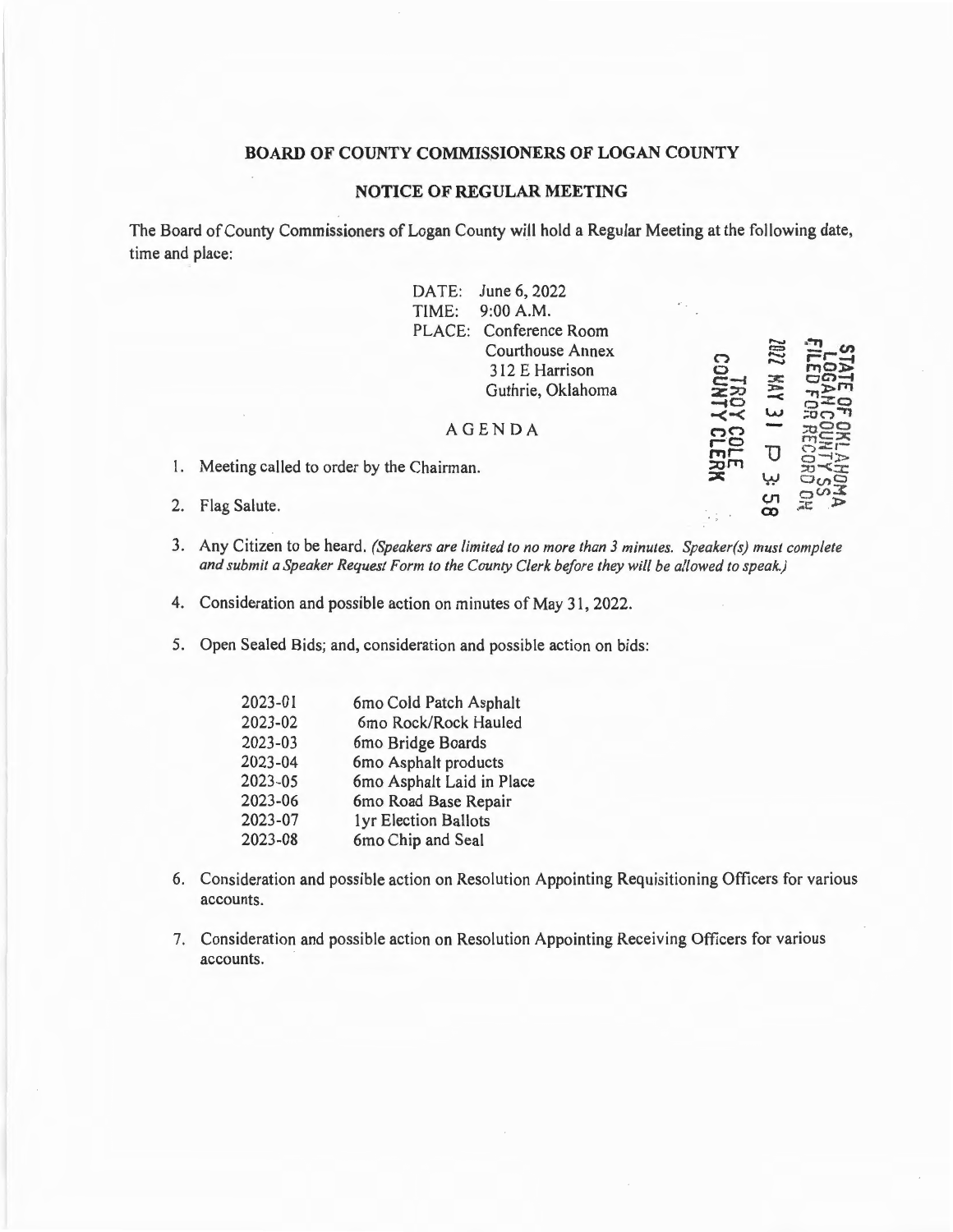## BOARD OF COUNTY COMMISSIONERS OF LOGAN COUNTY

## NOTICE OF REGULAR MEETING

The Board of County Commissioners of Logan County will hold a Regular Meeting at the following date, time and place:

DATE: June 6, 2022
TIME: 9:00 A.M.
PLACE: Conference Room
Courthouse Annex
312 E Harrison
Guthrie, Oklahoma

STATE OF OKLAHOMA
LOGAN COUNTY SS
FILED FOR RECORD ON
2022 MAY 31 P 3:58
TROY COLE
COUNTY CLERK

AGENDA

1. Meeting called to order by the Chairman.
2. Flag Salute.
3. Any Citizen to be heard. *(Speakers are limited to no more than 3 minutes. Speaker(s) must complete and submit a Speaker Request Form to the County Clerk before they will be allowed to speak.)*
4. Consideration and possible action on minutes of May 31, 2022.
5. Open Sealed Bids; and, consideration and possible action on bids:

| | |
|---|---|
| 2023-01 | 6mo Cold Patch Asphalt |
| 2023-02 | 6mo Rock/Rock Hauled |
| 2023-03 | 6mo Bridge Boards |
| 2023-04 | 6mo Asphalt products |
| 2023-05 | 6mo Asphalt Laid in Place |
| 2023-06 | 6mo Road Base Repair |
| 2023-07 | 1yr Election Ballots |
| 2023-08 | 6mo Chip and Seal |

6. Consideration and possible action on Resolution Appointing Requisitioning Officers for various accounts.
7. Consideration and possible action on Resolution Appointing Receiving Officers for various accounts.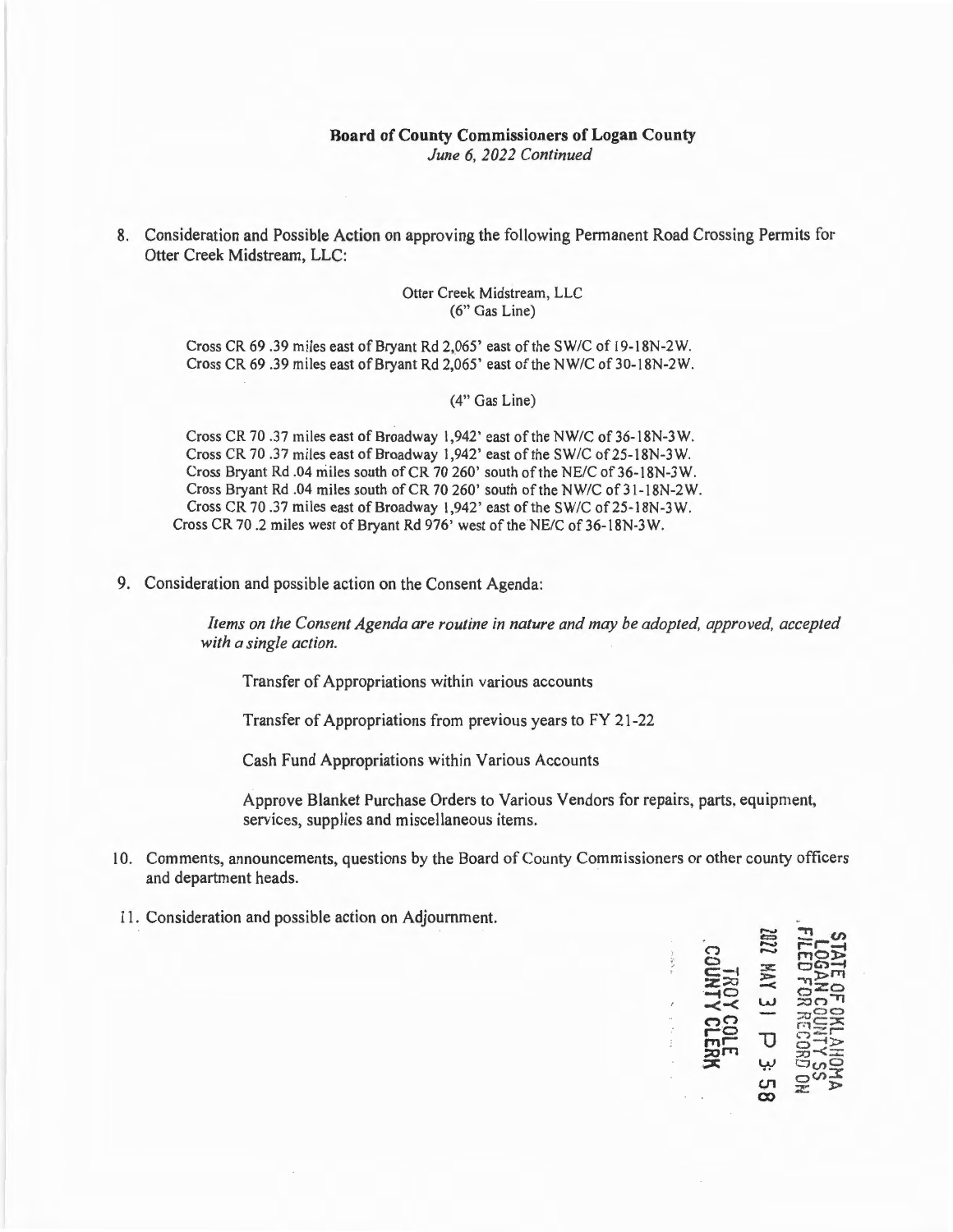**Board of County Commissioners of Logan County**
*June 6, 2022 Continued*

8. Consideration and Possible Action on approving the following Permanent Road Crossing Permits for Otter Creek Midstream, LLC:

Otter Creek Midstream, LLC
(6" Gas Line)

Cross CR 69 .39 miles east of Bryant Rd 2,065' east of the SW/C of 19-18N-2W.
Cross CR 69 .39 miles east of Bryant Rd 2,065' east of the NW/C of 30-18N-2W.

(4" Gas Line)

Cross CR 70 .37 miles east of Broadway 1,942' east of the NW/C of 36-18N-3W.
Cross CR 70 .37 miles east of Broadway 1,942' east of the SW/C of 25-18N-3W.
Cross Bryant Rd .04 miles south of CR 70 260' south of the NE/C of 36-18N-3W.
Cross Bryant Rd .04 miles south of CR 70 260' south of the NW/C of 31-18N-2W.
Cross CR 70 .37 miles east of Broadway 1,942' east of the SW/C of 25-18N-3W.
Cross CR 70 .2 miles west of Bryant Rd 976' west of the NE/C of 36-18N-3W.

9. Consideration and possible action on the Consent Agenda:

   *Items on the Consent Agenda are routine in nature and may be adopted, approved, accepted with a single action.*

   Transfer of Appropriations within various accounts

   Transfer of Appropriations from previous years to FY 21-22

   Cash Fund Appropriations within Various Accounts

   Approve Blanket Purchase Orders to Various Vendors for repairs, parts, equipment, services, supplies and miscellaneous items.

10. Comments, announcements, questions by the Board of County Commissioners or other county officers and department heads.

11. Consideration and possible action on Adjournment.

STATE OF OKLAHOMA
LOGAN COUNTY SS
FILED FOR RECORD ON
2022 MAY 31 P 3:58
TROY COLE
COUNTY CLERK